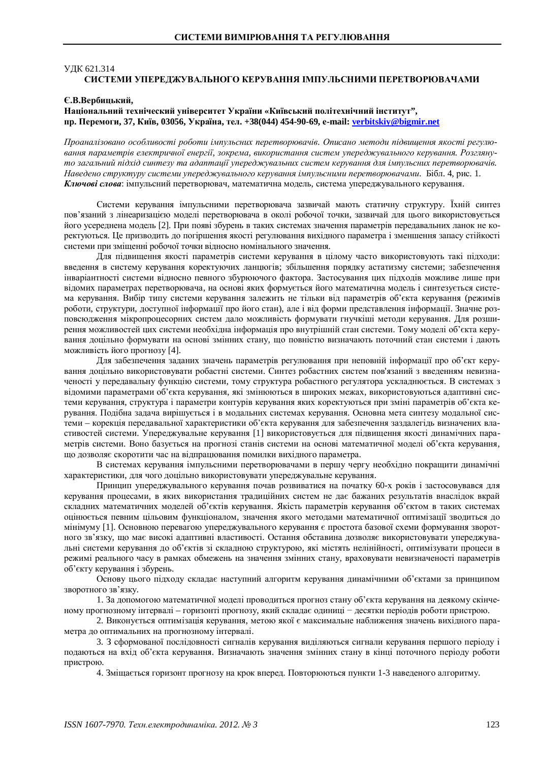УДК 621.314

# СИСТЕМИ УПЕРЕДЖУВАЛЬНОГО КЕРУВАННЯ ІМПУЛЬСНИМИ ПЕРЕТВОРЮВАЧАМИ

**Є.В.Вербицький,**
**Національний технічеський університет України «Київський політехнічний інститут”, пр. Перемоги, 37, Київ, 03056, Україна, тел. +38(044) 454-90-69, e-mail: verbitskiy@bigmir.net**

*Проаналізовано особливості роботи імпульсних перетворювачів. Описано методи підвищення якості регулювання параметрів електричної енергії, зокрема, використання систем упереджувального керування. Розглянуто загальний підхід синтезу та адаптації упереджувальних систем керування для імпульсних перетворювачів. Наведено структуру системи упереджувального керування імпульсними перетворювачами.* Бібл. 4, рис. 1.
***Ключові слова***: імпульсний перетворювач, математична модель, система упереджувального керування.

Системи керування імпульсними перетворювача зазвичай мають статичну структуру. Їхній синтез пов'язаний з лінеаризацією моделі перетворювача в околі робочої точки, зазвичай для цього використовується його усереднена модель [2]. При появі збурень в таких системах значення параметрів передавальних ланок не коректуються. Це призводить до погіршення якості регулювання вихідного параметра і зменшення запасу стійкості системи при зміщенні робочої точки відносно номінального значення.

Для підвищення якості параметрів системи керування в цілому часто використовують такі підходи: введення в систему керування коректуючих ланцюгів; збільшення порядку астатизму системи; забезпечення інваріантності системи відносно певного збурюючого фактора. Застосування цих підходів можливе лише при відомих параметрах перетворювача, на основі яких формується його математична модель і синтезується система керування. Вибір типу системи керування залежить не тільки від параметрів об'єкта керування (режимів роботи, структури, доступної інформації про його стан), але і від форми представлення інформації. Значне розповсюдження мікропроцесорних систем дало можливість формувати гнучкіші методи керування. Для розширення можливостей цих систем необхідна інформація про внутрішній стан системи. Тому моделі об'єкта керування доцільно формувати на основі змінних стану, що повністю визначають поточний стан системи і дають можливість його прогнозу [4].

Для забезпечення заданих значень параметрів регулювання при неповній інформації про об'єкт керування доцільно використовувати робастні системи. Синтез робастних систем пов'язаний з введенням невизначеності у передавальну функцію системи, тому структура робастного регулятора ускладнюється. В системах з відомими параметрами об'єкта керування, які змінюються в широких межах, використовуються адаптивні системи керування, структура і параметри контурів керування яких коректуються при зміні параметрів об'єкта керування. Подібна задача вирішується і в модальних системах керування. Основна мета синтезу модальної системи – корекція передавальної характеристики об'єкта керування для забезпечення заздалегідь визначених властивостей системи. Упереджувальне керування [1] використовується для підвищення якості динамічних параметрів системи. Воно базується на прогнозі станів системи на основі математичної моделі об'єкта керування, що дозволяє скоротити час на відпрацювання помилки вихідного параметра.

В системах керування імпульсними перетворювачами в першу чергу необхідно покращити динамічні характеристики, для чого доцільно використовувати упереджувальне керування.

Принцип упереджувального керування почав розвиватися на початку 60-х років і застосовувався для керування процесами, в яких використання традиційних систем не дає бажаних результатів внаслідок вкрай складних математичних моделей об'єктів керування. Якість параметрів керування об'єктом в таких системах оцінюється певним цільовим функціоналом, значення якого методами математичної оптимізації зводиться до мінімуму [1]. Основною перевагою упереджувального керування є простота базової схеми формування зворотного зв'язку, що має високі адаптивні властивості. Остання обставина дозволяє використовувати упереджувальні системи керування до об'єктів зі складною структурою, які містять нелінійності, оптимізувати процеси в режимі реального часу в рамках обмежень на значення змінних стану, враховувати невизначеності параметрів об'єкту керування і збурень.

Основу цього підходу складає наступний алгоритм керування динамічними об'єктами за принципом зворотного зв'язку.

1. За допомогою математичної моделі проводиться прогноз стану об'єкта керування на деякому скінченому прогнозному інтервалі – горизонті прогнозу, який складає одиниці − десятки періодів роботи пристрою.

2. Виконується оптимізація керування, метою якої є максимальне наближення значень вихідного параметра до оптимальних на прогнозному інтервалі.

3. З сформованої послідовності сигналів керування виділяються сигнали керування першого періоду і подаються на вхід об'єкта керування. Визначають значення змінних стану в кінці поточного періоду роботи пристрою.

4. Зміщається горизонт прогнозу на крок вперед. Повторюються пункти 1-3 наведеного алгоритму.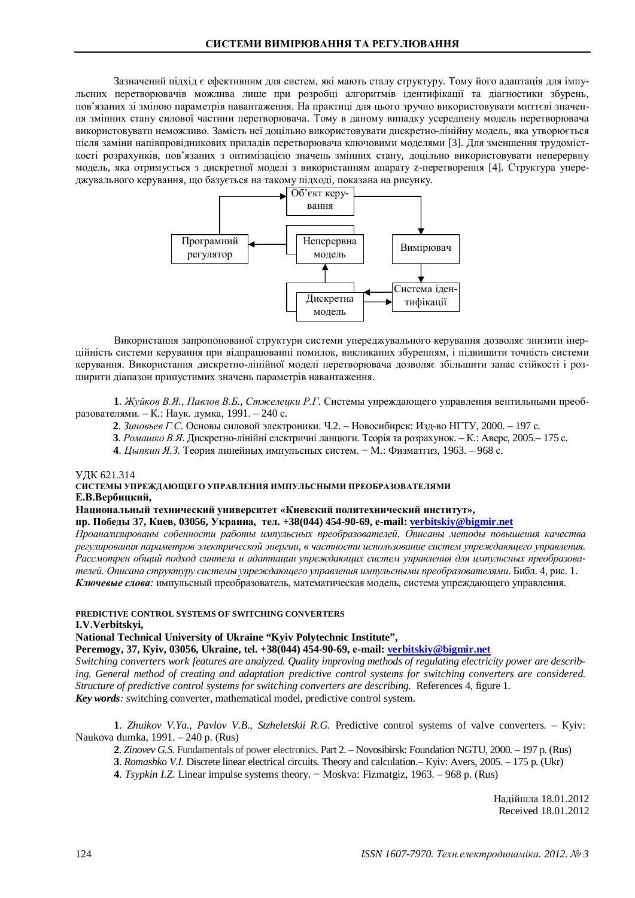Зазначений підхід є ефективним для систем, які мають сталу структуру. Тому його адаптація для імпульсних перетворювачів можлива лише при розробці алгоритмів ідентифікації та діагностики збурень, пов'язаних зі зміною параметрів навантаження. На практиці для цього зручно використовувати миттєві значення змінних стану силової частини перетворювача. Тому в даному випадку усереднену модель перетворювача використовувати неможливо. Замість неї доцільно використовувати дискретно-лінійну модель, яка утворюється після заміни напівпровідникових приладів перетворювача ключовими моделями [3]. Для зменшення трудомісткості розрахунків, пов'язаних з оптимізацією значень змінних стану, доцільно використовувати неперервну модель, яка отримується з дискретної моделі з використанням апарату z-перетворення [4]. Структура упереджувального керування, що базується на такому підході, показана на рисунку.

Об'єкт керування

Програмний регулятор

Неперервна модель

Вимірювач

Дискретна модель

Система ідентифікації

Використання запропонованої структури системи упереджувального керування дозволяє знизити інерційність системи керування при відпрацюванні помилок, викликаних збуренням, і підвищити точність системи керування. Використання дискретно-лінійної моделі перетворювача дозволяє збільшити запас стійкості і розширити діапазон припустимих значень параметрів навантаження.

1. *Жуйков В.Я., Павлов В.Б., Стжелецки Р.Г.* Системы упреждающего управления вентильными преобразователями. – К.: Наук. думка, 1991. – 240 с.

2. *Зиновьев Г.С.* Основы силовой электроники. Ч.2. – Новосибирск: Изд-во НГТУ, 2000. – 197 с.

3. *Ромашко В.Я.* Дискретно-лінійні електричні ланцюги. Теорія та розрахунок. – К.: Аверс, 2005.– 175 с.

4. *Цыпкин Я.З.* Теория линейных импульсных систем. − М.: Физматгиз, 1963. – 968 с.

УДК 621.314

**СИСТЕМЫ УПРЕЖДАЮЩЕГО УПРАВЛЕНИЯ ИМПУЛЬСНЫМИ ПРЕОБРАЗОВАТЕЛЯМИ**

**Е.В.Вербицкий,**

**Национальный технический университет «Киевский политехнический институт»,**

**пр. Победы 37, Киев, 03056, Украина, тел. +38(044) 454-90-69, e-mail: verbitskiy@bigmir.net**

*Проанализированы собенности работы импульсных преобразователей. Описаны методы повышения качества регулирования параметров электрической энергии, в частности использование систем упреждающего управления. Рассмотрен общий подход синтеза и адаптации упреждающих систем управления для импульсных преобразователей. Описана структуру системы упреждающего управления импульсными преобразователями.* Библ. 4, рис. 1.

***Ключевые слова:*** импульсный преобразователь, математическая модель, система упреждающего управления.

**PREDICTIVE CONTROL SYSTEMS OF SWITCHING CONVERTERS**

**I.V.Verbitskyi,**

**National Technical University of Ukraine "Kyiv Polytechnic Institute",**

**Peremogy, 37, Kyiv, 03056, Ukraine, tel. +38(044) 454-90-69, e-mail: verbitskiy@bigmir.net**

*Switching converters work features are analyzed. Quality improving methods of regulating electricity power are describing. General method of creating and adaptation predictive control systems for switching converters are considered. Structure of predictive control systems for switching converters are describing.* References 4, figure 1.

***Key words:*** switching converter, mathematical model, predictive control system.

1. *Zhuikov V.Ya., Pavlov V.B., Stzheletskii R.G.* Predictive control systems of valve converters. – Kyiv: Naukova dumka, 1991. – 240 p. (Rus)

2. *Zinovev G.S.* Fundamentals of power electronics. Part 2. – Novosibirsk: Foundation NGTU, 2000. – 197 p. (Rus)

3. *Romashko V.I.* Discrete linear electrical circuits. Theory and calculation.– Kyiv: Avers, 2005. – 175 p. (Ukr)

4. *Tsypkin I.Z.* Linear impulse systems theory. − Moskva: Fizmatgiz, 1963. – 968 p. (Rus)

Надійшла 18.01.2012

Received 18.01.2012